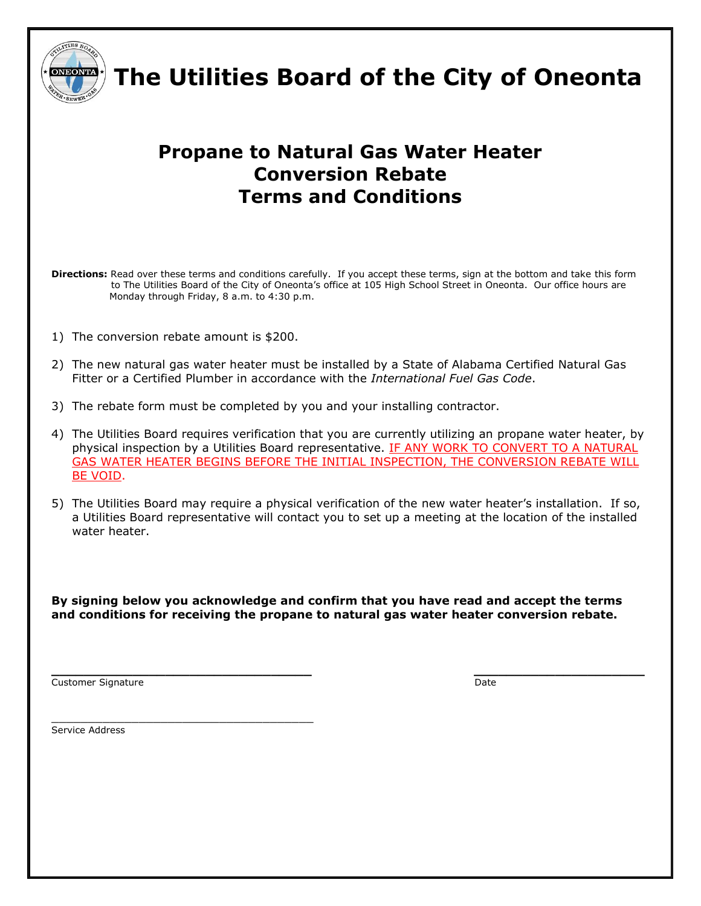# The Utilities Board of the City of Oneonta

## Propane to Natural Gas Water Heater Conversion Rebate Terms and Conditions

**Directions:** Read over these terms and conditions carefully. If you accept these terms, sign at the bottom and take this form to The Utilities Board of the City of Oneonta's office at 105 High School Street in Oneonta. Our office hours are Monday through Friday, 8 a.m. to 4:30 p.m.

1) The conversion rebate amount is $200.

2) The new natural gas water heater must be installed by a State of Alabama Certified Natural Gas Fitter or a Certified Plumber in accordance with the *International Fuel Gas Code*.

3) The rebate form must be completed by you and your installing contractor.

4) The Utilities Board requires verification that you are currently utilizing an propane water heater, by physical inspection by a Utilities Board representative. IF ANY WORK TO CONVERT TO A NATURAL GAS WATER HEATER BEGINS BEFORE THE INITIAL INSPECTION, THE CONVERSION REBATE WILL BE VOID.

5) The Utilities Board may require a physical verification of the new water heater's installation. If so, a Utilities Board representative will contact you to set up a meeting at the location of the installed water heater.

**By signing below you acknowledge and confirm that you have read and accept the terms and conditions for receiving the propane to natural gas water heater conversion rebate.**

______________________________ ______________________
Customer Signature Date

______________________________
Service Address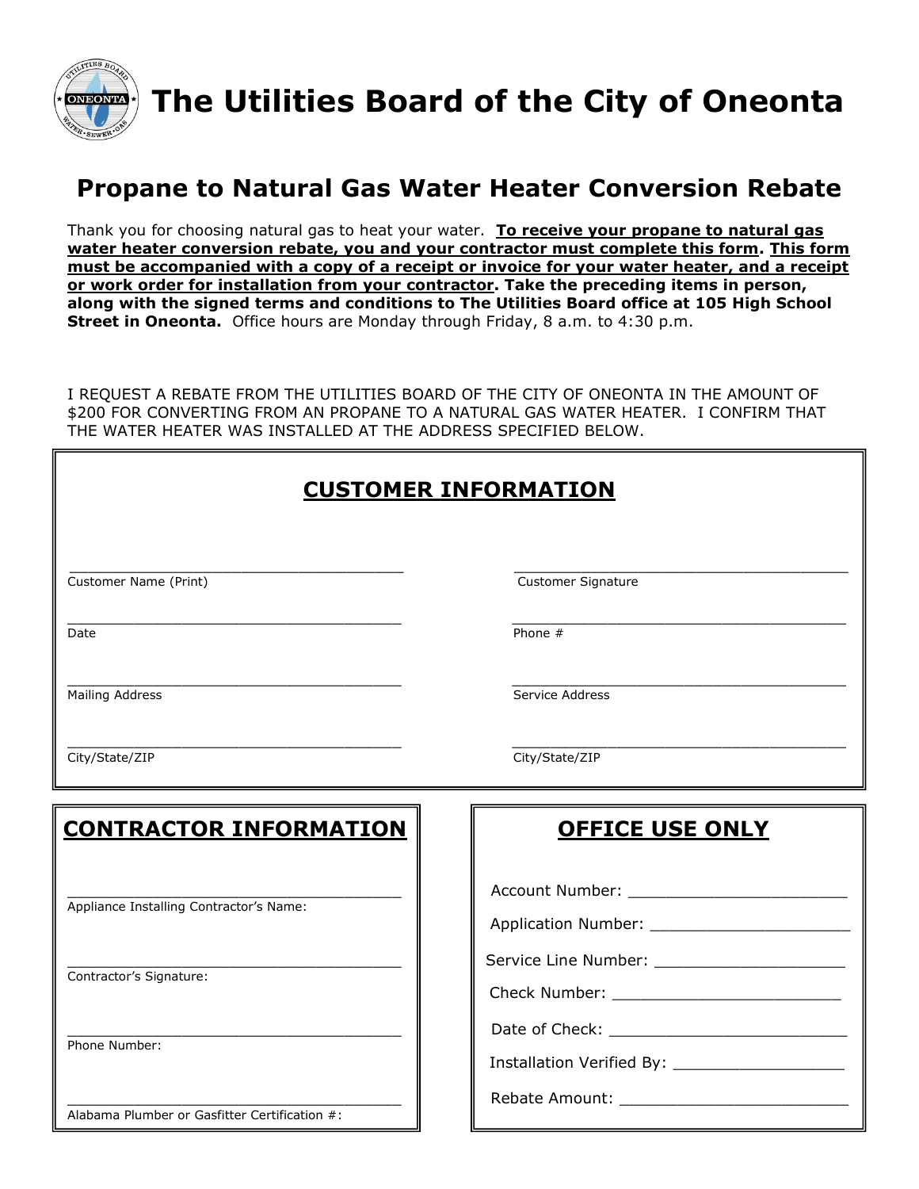# The Utilities Board of the City of Oneonta

## Propane to Natural Gas Water Heater Conversion Rebate

Thank you for choosing natural gas to heat your water. **To receive your propane to natural gas water heater conversion rebate, you and your contractor must complete this form. This form must be accompanied with a copy of a receipt or invoice for your water heater, and a receipt or work order for installation from your contractor. Take the preceding items in person, along with the signed terms and conditions to The Utilities Board office at 105 High School Street in Oneonta.** Office hours are Monday through Friday, 8 a.m. to 4:30 p.m.

I REQUEST A REBATE FROM THE UTILITIES BOARD OF THE CITY OF ONEONTA IN THE AMOUNT OF $200 FOR CONVERTING FROM AN PROPANE TO A NATURAL GAS WATER HEATER. I CONFIRM THAT THE WATER HEATER WAS INSTALLED AT THE ADDRESS SPECIFIED BELOW.

### CUSTOMER INFORMATION

______________________________________
Customer Name (Print)

______________________________________
Customer Signature

______________________________________
Date

______________________________________
Phone #

______________________________________
Mailing Address

______________________________________
Service Address

______________________________________
City/State/ZIP

______________________________________
City/State/ZIP

### CONTRACTOR INFORMATION

______________________________________
Appliance Installing Contractor's Name:

______________________________________
Contractor's Signature:

______________________________________
Phone Number:

______________________________________
Alabama Plumber or Gasfitter Certification #:

### OFFICE USE ONLY

Account Number: ______________________

Application Number: ______________________

Service Line Number: ______________________

Check Number: ______________________

Date of Check: ______________________

Installation Verified By: ______________________

Rebate Amount: ______________________